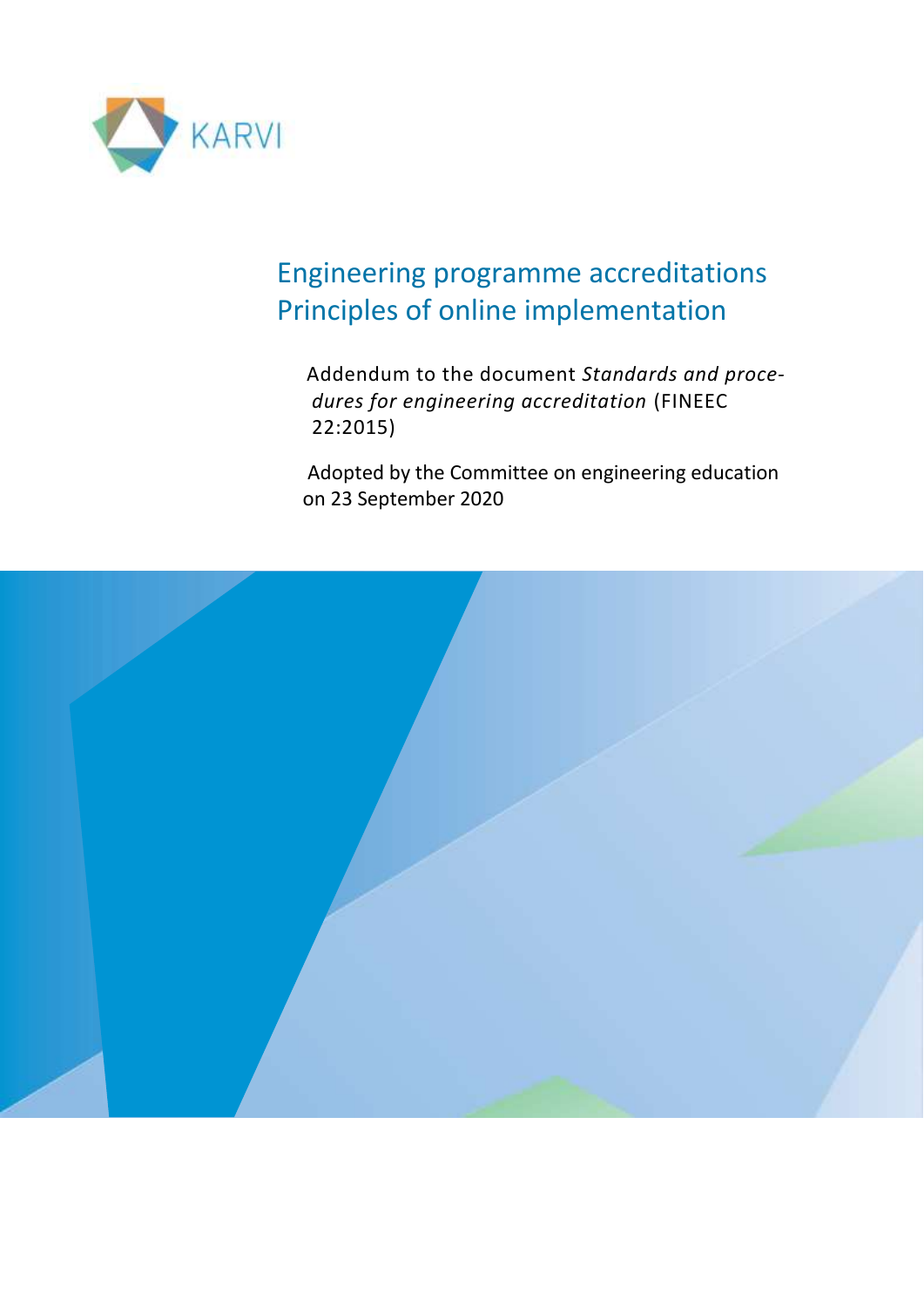KARVI

# Engineering programme accreditations Principles of online implementation

Addendum to the document *Standards and procedures for engineering accreditation* (FINEEC 22:2015)

Adopted by the Committee on engineering education on 23 September 2020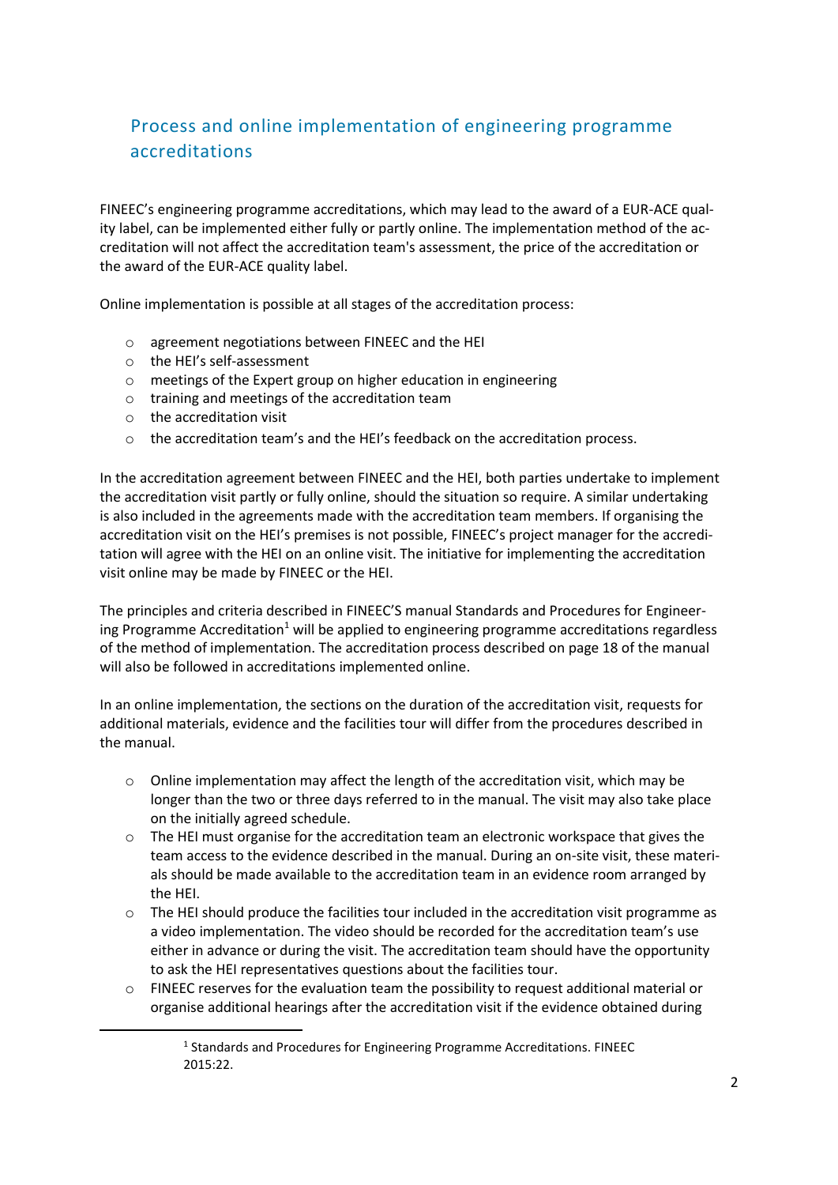## Process and online implementation of engineering programme accreditations

FINEEC's engineering programme accreditations, which may lead to the award of a EUR-ACE quality label, can be implemented either fully or partly online. The implementation method of the accreditation will not affect the accreditation team's assessment, the price of the accreditation or the award of the EUR-ACE quality label.

Online implementation is possible at all stages of the accreditation process:

- agreement negotiations between FINEEC and the HEI
- the HEI's self-assessment
- meetings of the Expert group on higher education in engineering
- training and meetings of the accreditation team
- the accreditation visit
- the accreditation team's and the HEI's feedback on the accreditation process.

In the accreditation agreement between FINEEC and the HEI, both parties undertake to implement the accreditation visit partly or fully online, should the situation so require. A similar undertaking is also included in the agreements made with the accreditation team members. If organising the accreditation visit on the HEI's premises is not possible, FINEEC's project manager for the accreditation will agree with the HEI on an online visit. The initiative for implementing the accreditation visit online may be made by FINEEC or the HEI.

The principles and criteria described in FINEEC'S manual Standards and Procedures for Engineering Programme Accreditation[1] will be applied to engineering programme accreditations regardless of the method of implementation. The accreditation process described on page 18 of the manual will also be followed in accreditations implemented online.

In an online implementation, the sections on the duration of the accreditation visit, requests for additional materials, evidence and the facilities tour will differ from the procedures described in the manual.

- Online implementation may affect the length of the accreditation visit, which may be longer than the two or three days referred to in the manual. The visit may also take place on the initially agreed schedule.
- The HEI must organise for the accreditation team an electronic workspace that gives the team access to the evidence described in the manual. During an on-site visit, these materials should be made available to the accreditation team in an evidence room arranged by the HEI.
- The HEI should produce the facilities tour included in the accreditation visit programme as a video implementation. The video should be recorded for the accreditation team's use either in advance or during the visit. The accreditation team should have the opportunity to ask the HEI representatives questions about the facilities tour.
- FINEEC reserves for the evaluation team the possibility to request additional material or organise additional hearings after the accreditation visit if the evidence obtained during

[1] Standards and Procedures for Engineering Programme Accreditations. FINEEC 2015:22.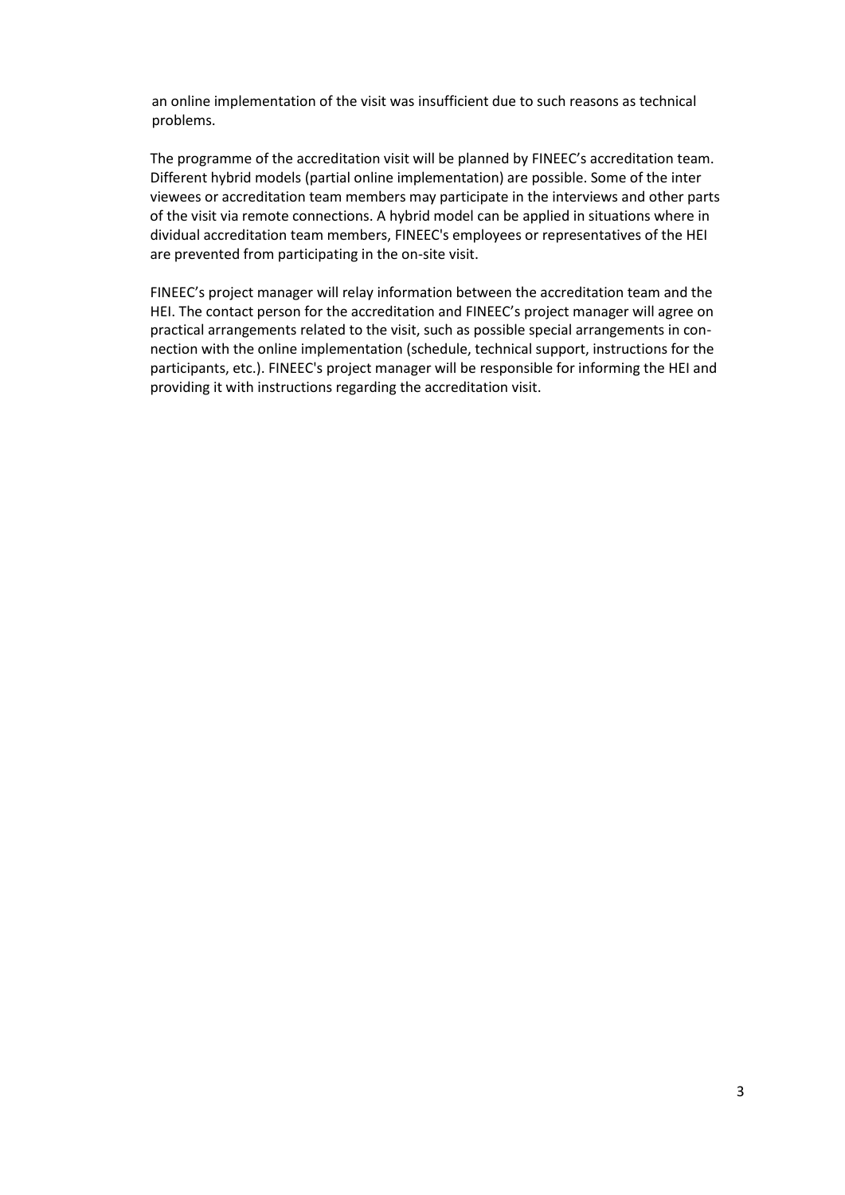an online implementation of the visit was insufficient due to such reasons as technical problems.

The programme of the accreditation visit will be planned by FINEEC's accreditation team. Different hybrid models (partial online implementation) are possible. Some of the interviewees or accreditation team members may participate in the interviews and other parts of the visit via remote connections. A hybrid model can be applied in situations where individual accreditation team members, FINEEC's employees or representatives of the HEI are prevented from participating in the on-site visit.

FINEEC's project manager will relay information between the accreditation team and the HEI. The contact person for the accreditation and FINEEC's project manager will agree on practical arrangements related to the visit, such as possible special arrangements in connection with the online implementation (schedule, technical support, instructions for the participants, etc.). FINEEC's project manager will be responsible for informing the HEI and providing it with instructions regarding the accreditation visit.